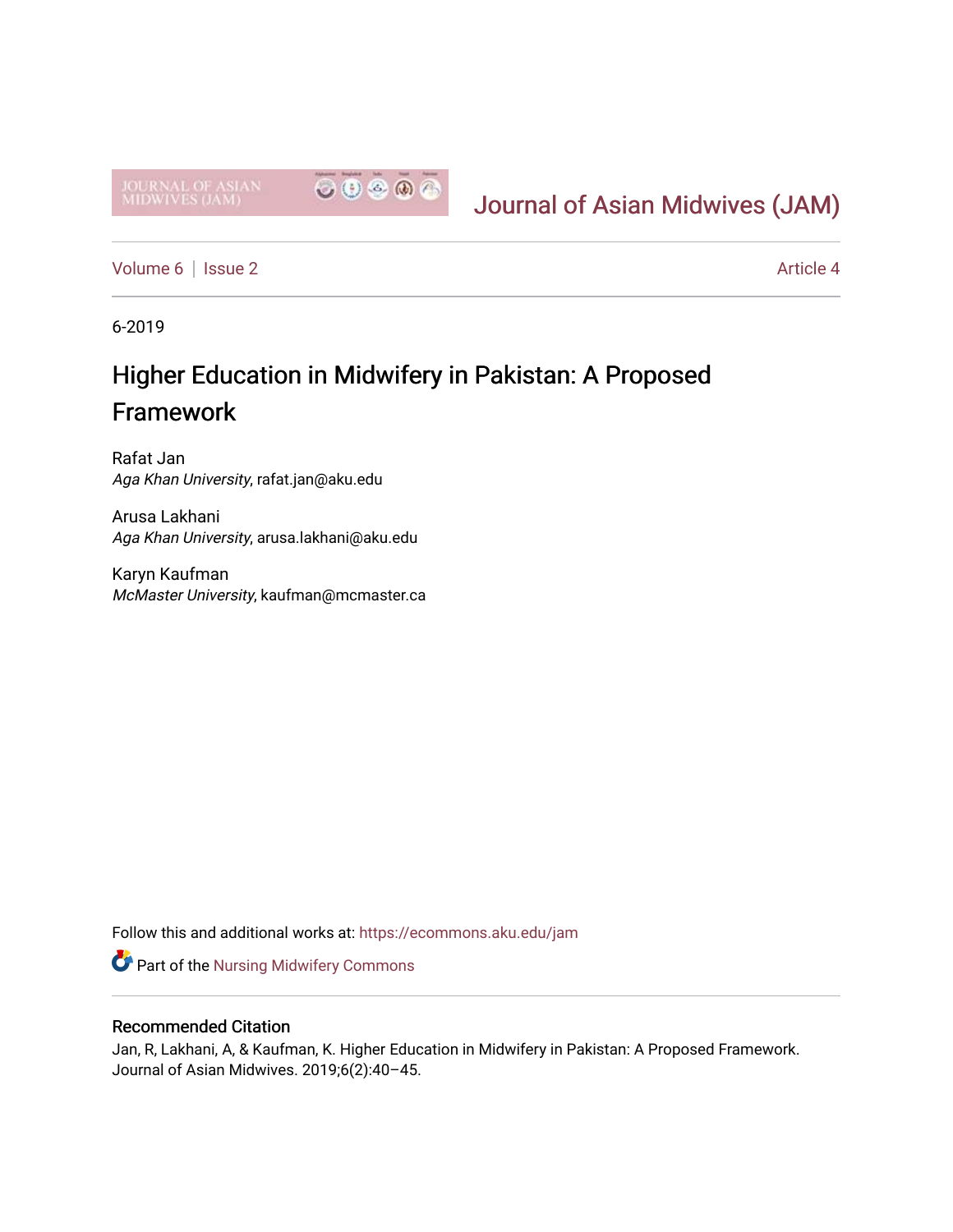Journal of Asian Midwives (JAM)

Volume 6 | Issue 2 — Article 4

6-2019

# Higher Education in Midwifery in Pakistan: A Proposed Framework

Rafat Jan
*Aga Khan University*, rafat.jan@aku.edu

Arusa Lakhani
*Aga Khan University*, arusa.lakhani@aku.edu

Karyn Kaufman
*McMaster University*, kaufman@mcmaster.ca

Follow this and additional works at: https://ecommons.aku.edu/jam

Part of the Nursing Midwifery Commons

## Recommended Citation

Jan, R, Lakhani, A, & Kaufman, K. Higher Education in Midwifery in Pakistan: A Proposed Framework. Journal of Asian Midwives. 2019;6(2):40–45.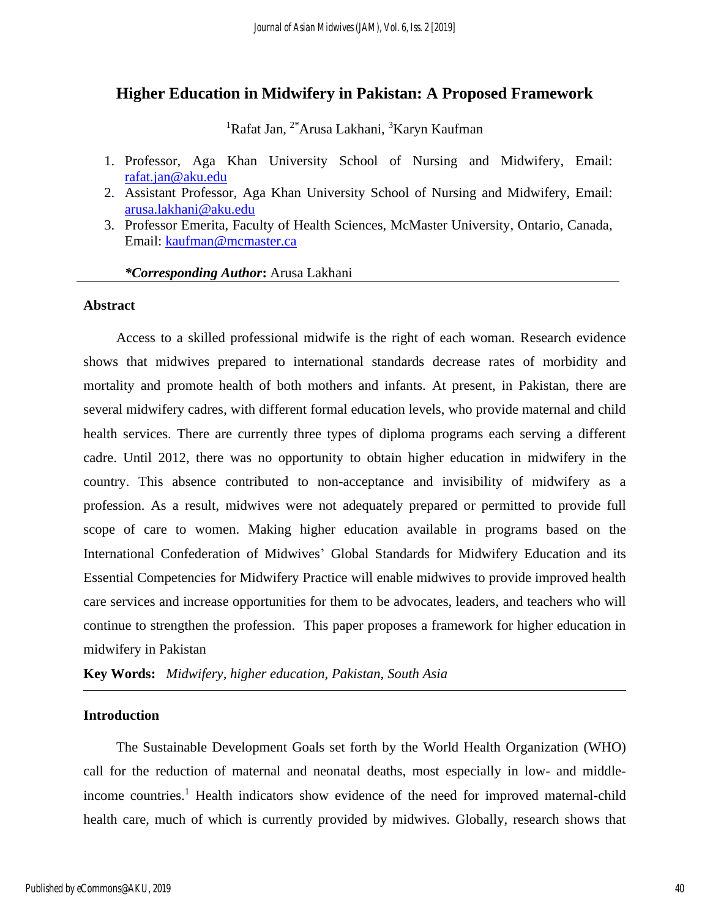# Higher Education in Midwifery in Pakistan: A Proposed Framework

[1]Rafat Jan, [2*]Arusa Lakhani, [3]Karyn Kaufman

1. Professor, Aga Khan University School of Nursing and Midwifery, Email: rafat.jan@aku.edu
2. Assistant Professor, Aga Khan University School of Nursing and Midwifery, Email: arusa.lakhani@aku.edu
3. Professor Emerita, Faculty of Health Sciences, McMaster University, Ontario, Canada, Email: kaufman@mcmaster.ca

***Corresponding Author*:** Arusa Lakhani

## Abstract

Access to a skilled professional midwife is the right of each woman. Research evidence shows that midwives prepared to international standards decrease rates of morbidity and mortality and promote health of both mothers and infants. At present, in Pakistan, there are several midwifery cadres, with different formal education levels, who provide maternal and child health services. There are currently three types of diploma programs each serving a different cadre. Until 2012, there was no opportunity to obtain higher education in midwifery in the country. This absence contributed to non-acceptance and invisibility of midwifery as a profession. As a result, midwives were not adequately prepared or permitted to provide full scope of care to women. Making higher education available in programs based on the International Confederation of Midwives' Global Standards for Midwifery Education and its Essential Competencies for Midwifery Practice will enable midwives to provide improved health care services and increase opportunities for them to be advocates, leaders, and teachers who will continue to strengthen the profession. This paper proposes a framework for higher education in midwifery in Pakistan

**Key Words:** *Midwifery, higher education, Pakistan, South Asia*

## Introduction

The Sustainable Development Goals set forth by the World Health Organization (WHO) call for the reduction of maternal and neonatal deaths, most especially in low- and middle-income countries.[1] Health indicators show evidence of the need for improved maternal-child health care, much of which is currently provided by midwives. Globally, research shows that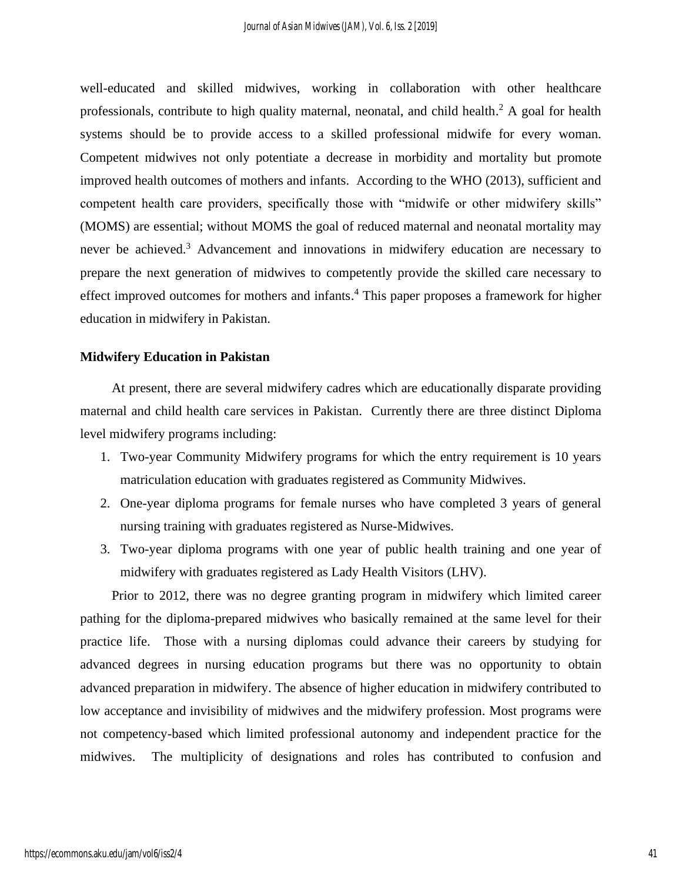well-educated and skilled midwives, working in collaboration with other healthcare professionals, contribute to high quality maternal, neonatal, and child health.[2] A goal for health systems should be to provide access to a skilled professional midwife for every woman. Competent midwives not only potentiate a decrease in morbidity and mortality but promote improved health outcomes of mothers and infants. According to the WHO (2013), sufficient and competent health care providers, specifically those with "midwife or other midwifery skills" (MOMS) are essential; without MOMS the goal of reduced maternal and neonatal mortality may never be achieved.[3] Advancement and innovations in midwifery education are necessary to prepare the next generation of midwives to competently provide the skilled care necessary to effect improved outcomes for mothers and infants.[4] This paper proposes a framework for higher education in midwifery in Pakistan.

**Midwifery Education in Pakistan**

At present, there are several midwifery cadres which are educationally disparate providing maternal and child health care services in Pakistan. Currently there are three distinct Diploma level midwifery programs including:

1. Two-year Community Midwifery programs for which the entry requirement is 10 years matriculation education with graduates registered as Community Midwives.
2. One-year diploma programs for female nurses who have completed 3 years of general nursing training with graduates registered as Nurse-Midwives.
3. Two-year diploma programs with one year of public health training and one year of midwifery with graduates registered as Lady Health Visitors (LHV).

Prior to 2012, there was no degree granting program in midwifery which limited career pathing for the diploma-prepared midwives who basically remained at the same level for their practice life. Those with a nursing diplomas could advance their careers by studying for advanced degrees in nursing education programs but there was no opportunity to obtain advanced preparation in midwifery. The absence of higher education in midwifery contributed to low acceptance and invisibility of midwives and the midwifery profession. Most programs were not competency-based which limited professional autonomy and independent practice for the midwives. The multiplicity of designations and roles has contributed to confusion and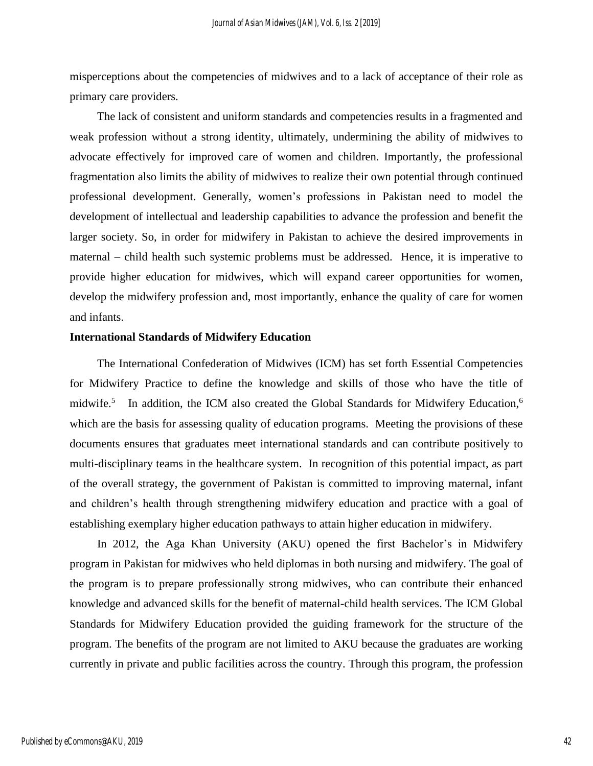misperceptions about the competencies of midwives and to a lack of acceptance of their role as primary care providers.

The lack of consistent and uniform standards and competencies results in a fragmented and weak profession without a strong identity, ultimately, undermining the ability of midwives to advocate effectively for improved care of women and children. Importantly, the professional fragmentation also limits the ability of midwives to realize their own potential through continued professional development. Generally, women's professions in Pakistan need to model the development of intellectual and leadership capabilities to advance the profession and benefit the larger society. So, in order for midwifery in Pakistan to achieve the desired improvements in maternal – child health such systemic problems must be addressed. Hence, it is imperative to provide higher education for midwives, which will expand career opportunities for women, develop the midwifery profession and, most importantly, enhance the quality of care for women and infants.

**International Standards of Midwifery Education**

The International Confederation of Midwives (ICM) has set forth Essential Competencies for Midwifery Practice to define the knowledge and skills of those who have the title of midwife.[5] In addition, the ICM also created the Global Standards for Midwifery Education,[6] which are the basis for assessing quality of education programs. Meeting the provisions of these documents ensures that graduates meet international standards and can contribute positively to multi-disciplinary teams in the healthcare system. In recognition of this potential impact, as part of the overall strategy, the government of Pakistan is committed to improving maternal, infant and children's health through strengthening midwifery education and practice with a goal of establishing exemplary higher education pathways to attain higher education in midwifery.

In 2012, the Aga Khan University (AKU) opened the first Bachelor's in Midwifery program in Pakistan for midwives who held diplomas in both nursing and midwifery. The goal of the program is to prepare professionally strong midwives, who can contribute their enhanced knowledge and advanced skills for the benefit of maternal-child health services. The ICM Global Standards for Midwifery Education provided the guiding framework for the structure of the program. The benefits of the program are not limited to AKU because the graduates are working currently in private and public facilities across the country. Through this program, the profession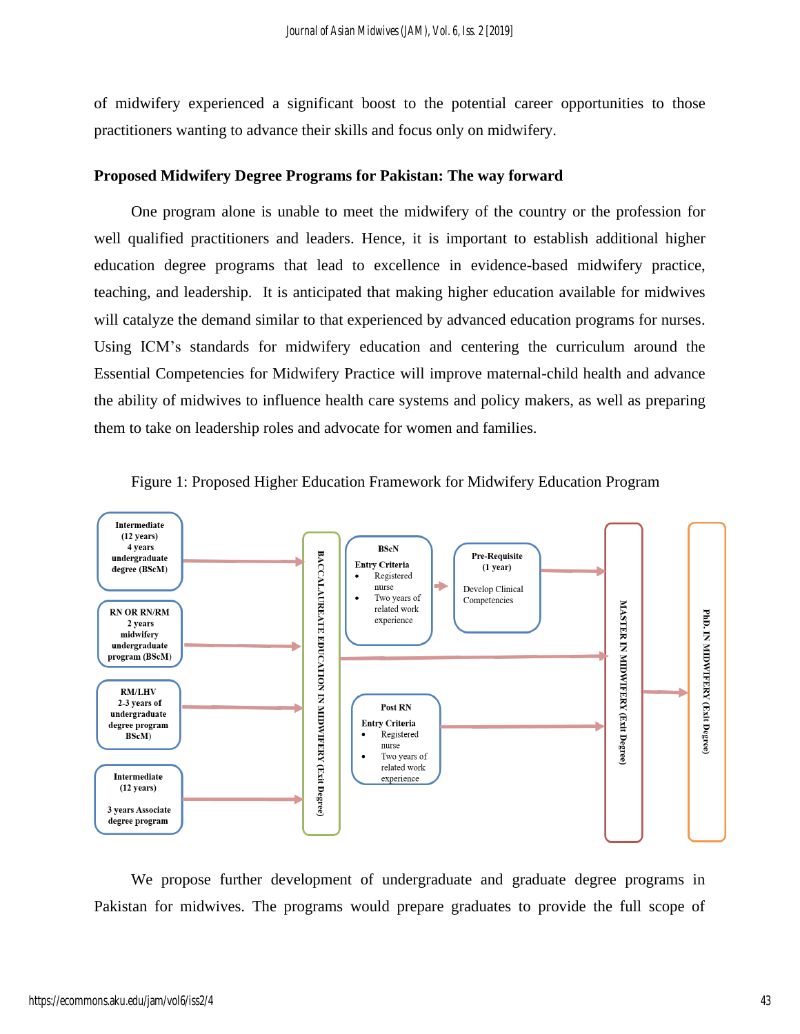of midwifery experienced a significant boost to the potential career opportunities to those practitioners wanting to advance their skills and focus only on midwifery.

**Proposed Midwifery Degree Programs for Pakistan: The way forward**

One program alone is unable to meet the midwifery of the country or the profession for well qualified practitioners and leaders. Hence, it is important to establish additional higher education degree programs that lead to excellence in evidence-based midwifery practice, teaching, and leadership. It is anticipated that making higher education available for midwives will catalyze the demand similar to that experienced by advanced education programs for nurses. Using ICM's standards for midwifery education and centering the curriculum around the Essential Competencies for Midwifery Practice will improve maternal-child health and advance the ability of midwives to influence health care systems and policy makers, as well as preparing them to take on leadership roles and advocate for women and families.

Figure 1: Proposed Higher Education Framework for Midwifery Education Program

Intermediate (12 years) 4 years undergraduate degree (BScM)

RN OR RN/RM 2 years midwifery undergraduate program (BScM)

RM/LHV 2-3 years of undergraduate degree program BScM)

Intermediate (12 years) 3 years Associate degree program

BACCALAUREATE EDUCATION IN MIDWIFERY (Exit Degree)

BScN
Entry Criteria
- Registered nurse
- Two years of related work experience

Pre-Requisite (1 year)
Develop Clinical Competencies

Post RN
Entry Criteria
- Registered nurse
- Two years of related work experience

MASTER IN MIDWIFERY (Exit Degree)

PhD. IN MIDWIFERY (Exit Degree)

We propose further development of undergraduate and graduate degree programs in Pakistan for midwives. The programs would prepare graduates to provide the full scope of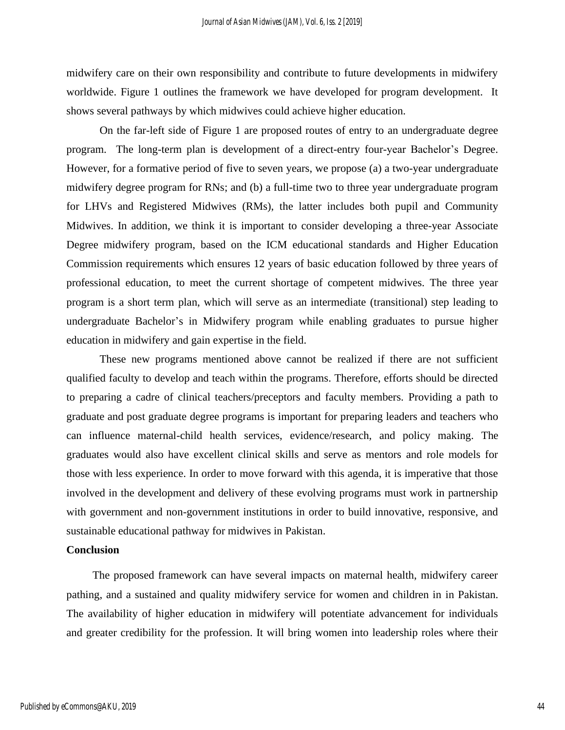midwifery care on their own responsibility and contribute to future developments in midwifery worldwide. Figure 1 outlines the framework we have developed for program development. It shows several pathways by which midwives could achieve higher education.

On the far-left side of Figure 1 are proposed routes of entry to an undergraduate degree program. The long-term plan is development of a direct-entry four-year Bachelor's Degree. However, for a formative period of five to seven years, we propose (a) a two-year undergraduate midwifery degree program for RNs; and (b) a full-time two to three year undergraduate program for LHVs and Registered Midwives (RMs), the latter includes both pupil and Community Midwives. In addition, we think it is important to consider developing a three-year Associate Degree midwifery program, based on the ICM educational standards and Higher Education Commission requirements which ensures 12 years of basic education followed by three years of professional education, to meet the current shortage of competent midwives. The three year program is a short term plan, which will serve as an intermediate (transitional) step leading to undergraduate Bachelor's in Midwifery program while enabling graduates to pursue higher education in midwifery and gain expertise in the field.

These new programs mentioned above cannot be realized if there are not sufficient qualified faculty to develop and teach within the programs. Therefore, efforts should be directed to preparing a cadre of clinical teachers/preceptors and faculty members. Providing a path to graduate and post graduate degree programs is important for preparing leaders and teachers who can influence maternal-child health services, evidence/research, and policy making. The graduates would also have excellent clinical skills and serve as mentors and role models for those with less experience. In order to move forward with this agenda, it is imperative that those involved in the development and delivery of these evolving programs must work in partnership with government and non-government institutions in order to build innovative, responsive, and sustainable educational pathway for midwives in Pakistan.

## Conclusion

The proposed framework can have several impacts on maternal health, midwifery career pathing, and a sustained and quality midwifery service for women and children in in Pakistan. The availability of higher education in midwifery will potentiate advancement for individuals and greater credibility for the profession. It will bring women into leadership roles where their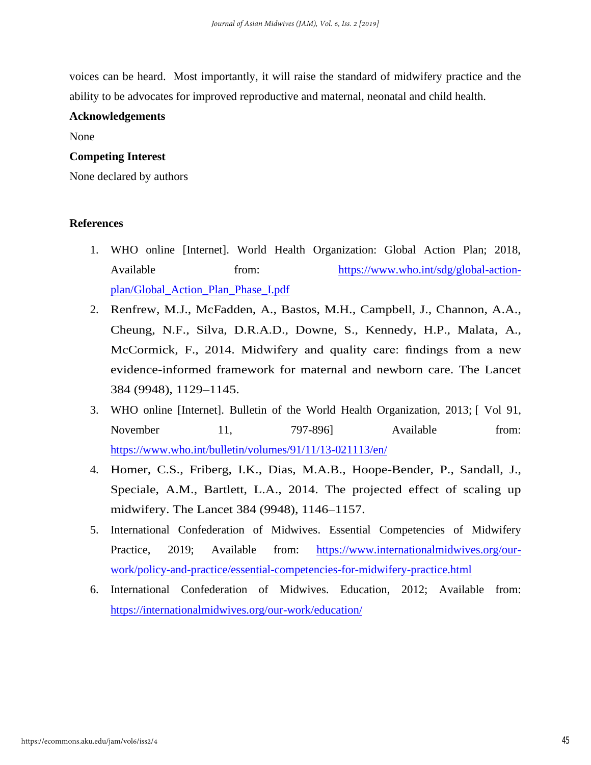voices can be heard. Most importantly, it will raise the standard of midwifery practice and the ability to be advocates for improved reproductive and maternal, neonatal and child health.

**Acknowledgements**

None

**Competing Interest**

None declared by authors

**References**

1. WHO online [Internet]. World Health Organization: Global Action Plan; 2018, Available from: https://www.who.int/sdg/global-action-plan/Global_Action_Plan_Phase_I.pdf
2. Renfrew, M.J., McFadden, A., Bastos, M.H., Campbell, J., Channon, A.A., Cheung, N.F., Silva, D.R.A.D., Downe, S., Kennedy, H.P., Malata, A., McCormick, F., 2014. Midwifery and quality care: findings from a new evidence-informed framework for maternal and newborn care. The Lancet 384 (9948), 1129–1145.
3. WHO online [Internet]. Bulletin of the World Health Organization, 2013; [ Vol 91, November 11, 797-896] Available from: https://www.who.int/bulletin/volumes/91/11/13-021113/en/
4. Homer, C.S., Friberg, I.K., Dias, M.A.B., Hoope-Bender, P., Sandall, J., Speciale, A.M., Bartlett, L.A., 2014. The projected effect of scaling up midwifery. The Lancet 384 (9948), 1146–1157.
5. International Confederation of Midwives. Essential Competencies of Midwifery Practice, 2019; Available from: https://www.internationalmidwives.org/our-work/policy-and-practice/essential-competencies-for-midwifery-practice.html
6. International Confederation of Midwives. Education, 2012; Available from: https://internationalmidwives.org/our-work/education/